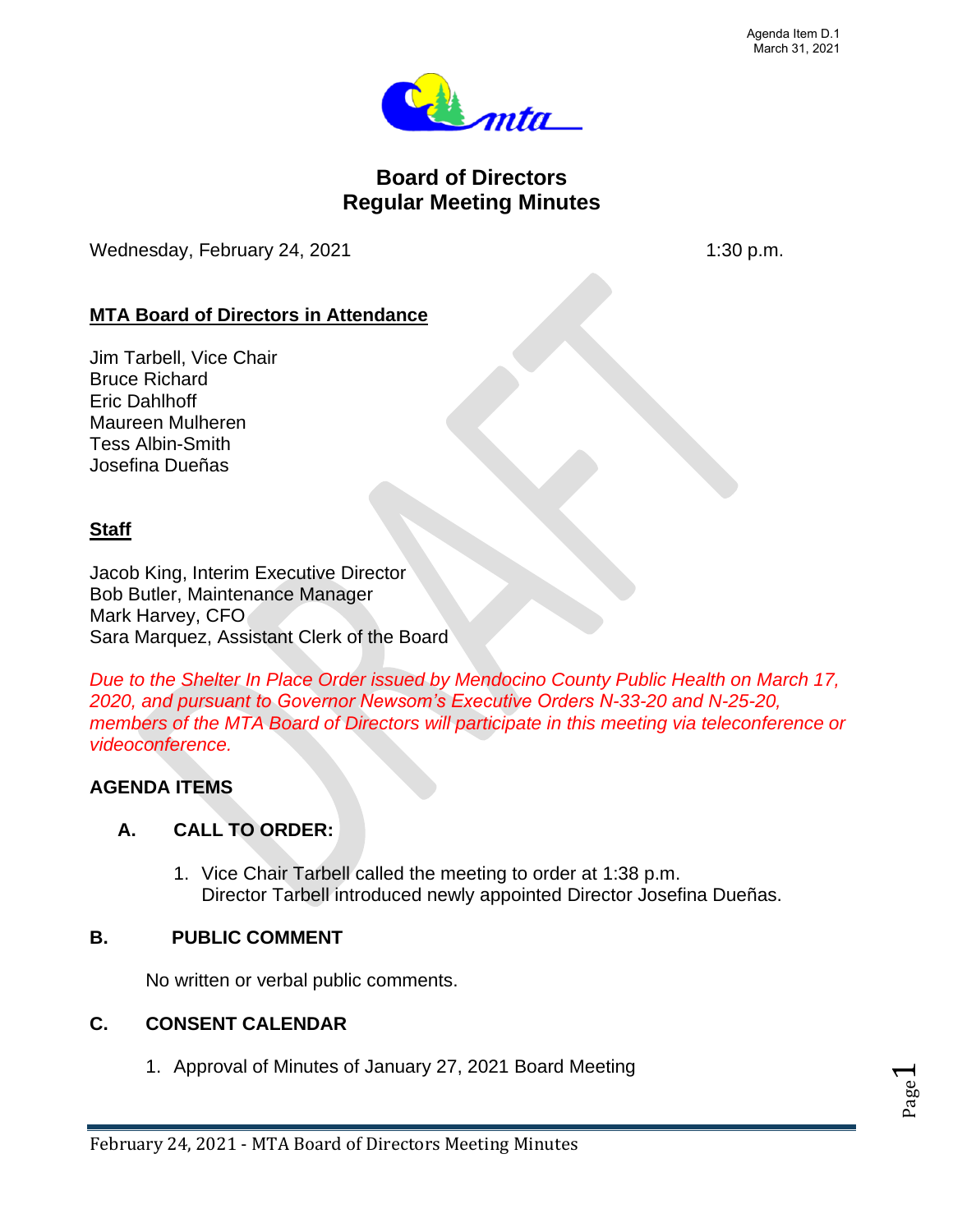Agenda Item D.1
March 31, 2021

# Board of Directors
# Regular Meeting Minutes

Wednesday, February 24, 2021 1:30 p.m.

**MTA Board of Directors in Attendance**

Jim Tarbell, Vice Chair
Bruce Richard
Eric Dahlhoff
Maureen Mulheren
Tess Albin-Smith
Josefina Dueñas

**Staff**

Jacob King, Interim Executive Director
Bob Butler, Maintenance Manager
Mark Harvey, CFO
Sara Marquez, Assistant Clerk of the Board

*Due to the Shelter In Place Order issued by Mendocino County Public Health on March 17, 2020, and pursuant to Governor Newsom's Executive Orders N-33-20 and N-25-20, members of the MTA Board of Directors will participate in this meeting via teleconference or videoconference.*

## AGENDA ITEMS

### A. CALL TO ORDER:

1. Vice Chair Tarbell called the meeting to order at 1:38 p.m.
   Director Tarbell introduced newly appointed Director Josefina Dueñas.

### B. PUBLIC COMMENT

No written or verbal public comments.

### C. CONSENT CALENDAR

1. Approval of Minutes of January 27, 2021 Board Meeting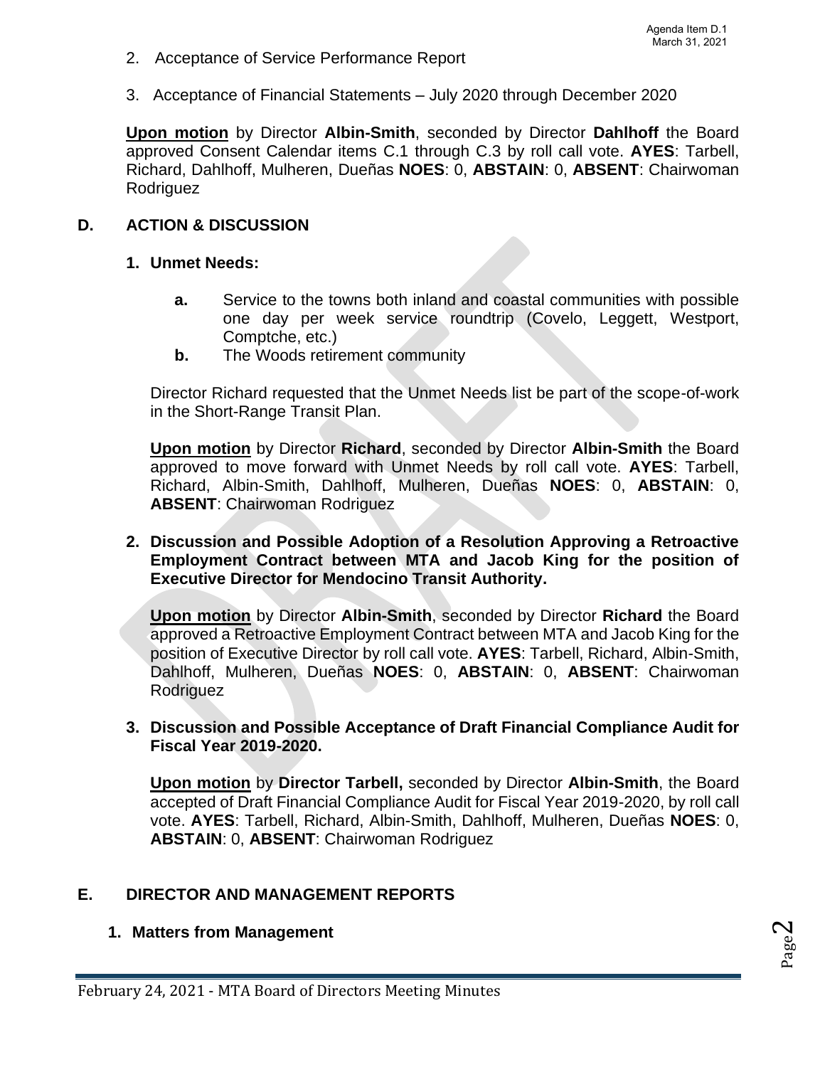2. Acceptance of Service Performance Report

3. Acceptance of Financial Statements – July 2020 through December 2020

**Upon motion** by Director **Albin-Smith**, seconded by Director **Dahlhoff** the Board approved Consent Calendar items C.1 through C.3 by roll call vote. **AYES**: Tarbell, Richard, Dahlhoff, Mulheren, Dueñas **NOES**: 0, **ABSTAIN**: 0, **ABSENT**: Chairwoman Rodriguez

## D. ACTION & DISCUSSION

### 1. Unmet Needs:

- **a.** Service to the towns both inland and coastal communities with possible one day per week service roundtrip (Covelo, Leggett, Westport, Comptche, etc.)
- **b.** The Woods retirement community

Director Richard requested that the Unmet Needs list be part of the scope-of-work in the Short-Range Transit Plan.

**Upon motion** by Director **Richard**, seconded by Director **Albin-Smith** the Board approved to move forward with Unmet Needs by roll call vote. **AYES**: Tarbell, Richard, Albin-Smith, Dahlhoff, Mulheren, Dueñas **NOES**: 0, **ABSTAIN**: 0, **ABSENT**: Chairwoman Rodriguez

### 2. Discussion and Possible Adoption of a Resolution Approving a Retroactive Employment Contract between MTA and Jacob King for the position of Executive Director for Mendocino Transit Authority.

**Upon motion** by Director **Albin-Smith**, seconded by Director **Richard** the Board approved a Retroactive Employment Contract between MTA and Jacob King for the position of Executive Director by roll call vote. **AYES**: Tarbell, Richard, Albin-Smith, Dahlhoff, Mulheren, Dueñas **NOES**: 0, **ABSTAIN**: 0, **ABSENT**: Chairwoman Rodriguez

### 3. Discussion and Possible Acceptance of Draft Financial Compliance Audit for Fiscal Year 2019-2020.

**Upon motion** by **Director Tarbell,** seconded by Director **Albin-Smith**, the Board accepted of Draft Financial Compliance Audit for Fiscal Year 2019-2020, by roll call vote. **AYES**: Tarbell, Richard, Albin-Smith, Dahlhoff, Mulheren, Dueñas **NOES**: 0, **ABSTAIN**: 0, **ABSENT**: Chairwoman Rodriguez

## E. DIRECTOR AND MANAGEMENT REPORTS

### 1. Matters from Management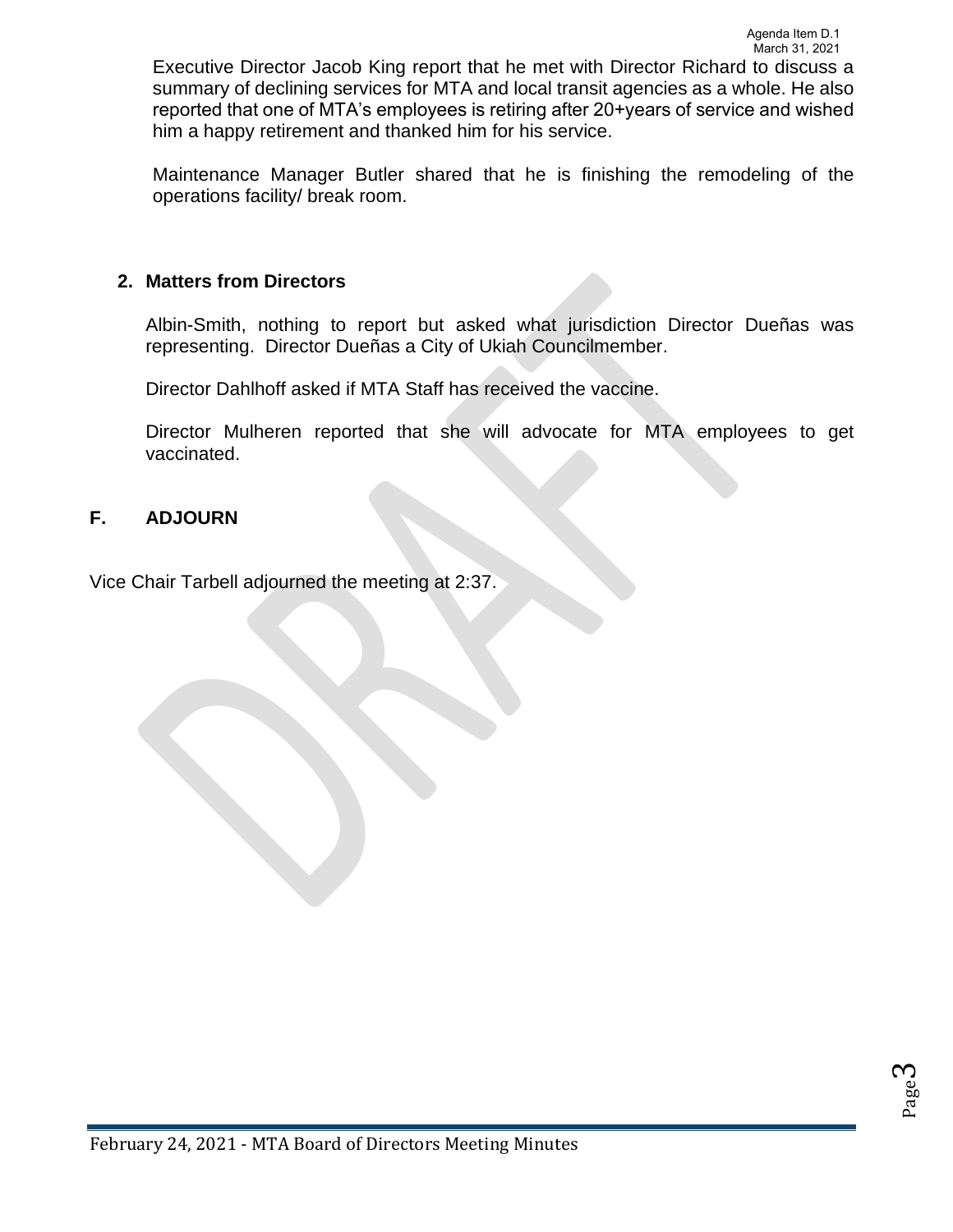Executive Director Jacob King report that he met with Director Richard to discuss a summary of declining services for MTA and local transit agencies as a whole. He also reported that one of MTA's employees is retiring after 20+years of service and wished him a happy retirement and thanked him for his service.

Maintenance Manager Butler shared that he is finishing the remodeling of the operations facility/ break room.

### 2. Matters from Directors

Albin-Smith, nothing to report but asked what jurisdiction Director Dueñas was representing. Director Dueñas a City of Ukiah Councilmember.

Director Dahlhoff asked if MTA Staff has received the vaccine.

Director Mulheren reported that she will advocate for MTA employees to get vaccinated.

## F. ADJOURN

Vice Chair Tarbell adjourned the meeting at 2:37.